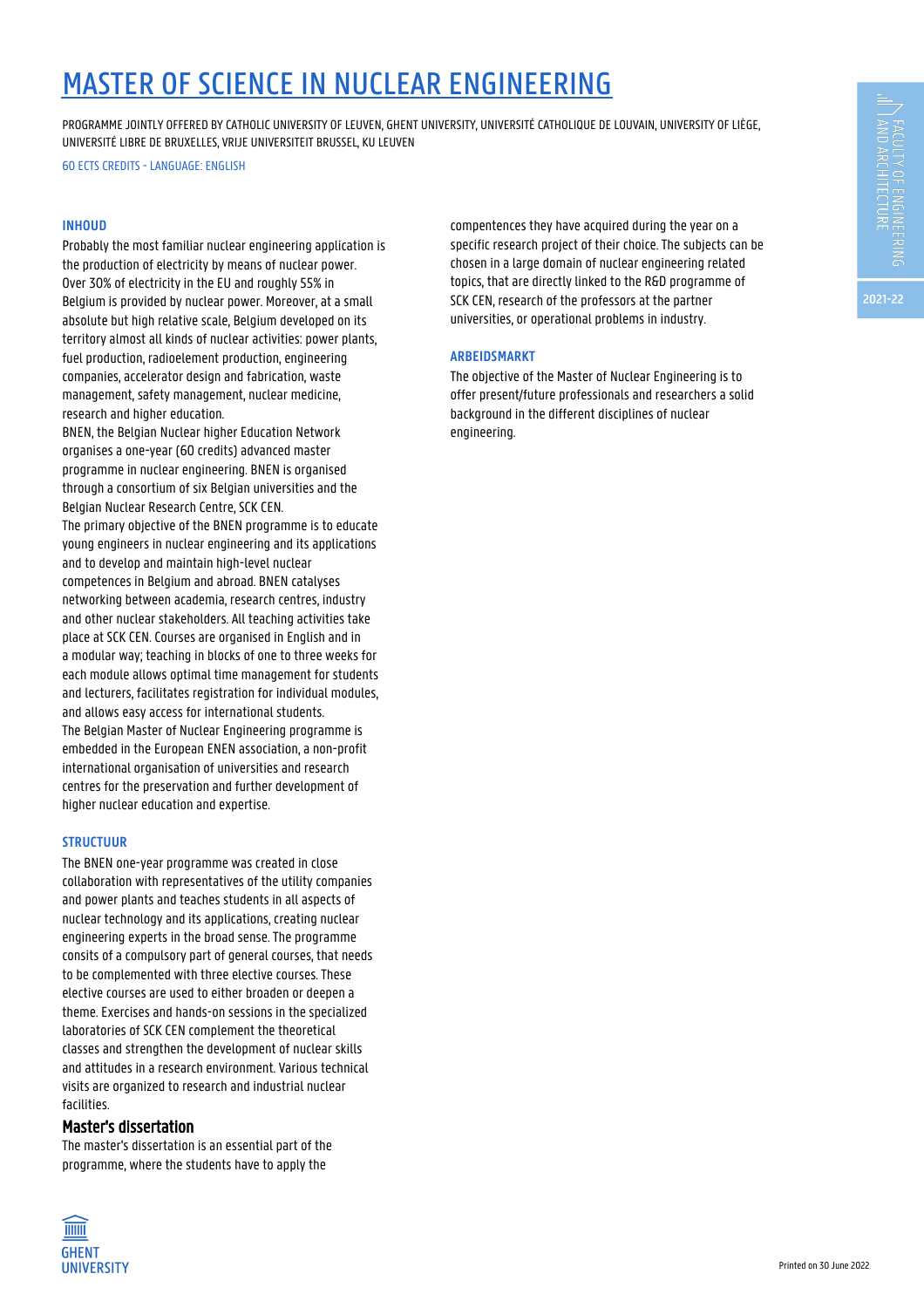# MASTER OF SCIENCE IN NUCLEAR ENGINEERING

PROGRAMME JOINTLY OFFERED BY CATHOLIC UNIVERSITY OF LEUVEN, GHENT UNIVERSITY, UNIVERSITÉ CATHOLIQUE DE LOUVAIN, UNIVERSITY OF LIÈGE, UNIVERSITÉ LIBRE DE BRUXELLES, VRIJE UNIVERSITEIT BRUSSEL, KU LEUVEN

60 ECTS CREDITS - LANGUAGE: ENGLISH

### INHOUD

Probably the most familiar nuclear engineering application is the production of electricity by means of nuclear power. Over 30% of electricity in the EU and roughly 55% in Belgium is provided by nuclear power. Moreover, at a small absolute but high relative scale, Belgium developed on its territory almost all kinds of nuclear activities: power plants, fuel production, radioelement production, engineering companies, accelerator design and fabrication, waste management, safety management, nuclear medicine, research and higher education.

BNEN, the Belgian Nuclear higher Education Network organises a one-year (60 credits) advanced master programme in nuclear engineering. BNEN is organised through a consortium of six Belgian universities and the Belgian Nuclear Research Centre, SCK CEN.

The primary objective of the BNEN programme is to educate young engineers in nuclear engineering and its applications and to develop and maintain high-level nuclear competences in Belgium and abroad. BNEN catalyses networking between academia, research centres, industry and other nuclear stakeholders. All teaching activities take place at SCK CEN. Courses are organised in English and in a modular way; teaching in blocks of one to three weeks for each module allows optimal time management for students and lecturers, facilitates registration for individual modules, and allows easy access for international students.

The Belgian Master of Nuclear Engineering programme is embedded in the European ENEN association, a non-profit international organisation of universities and research centres for the preservation and further development of higher nuclear education and expertise.

### STRUCTUUR

The BNEN one-year programme was created in close collaboration with representatives of the utility companies and power plants and teaches students in all aspects of nuclear technology and its applications, creating nuclear engineering experts in the broad sense. The programme consits of a compulsory part of general courses, that needs to be complemented with three elective courses. These elective courses are used to either broaden or deepen a theme. Exercises and hands-on sessions in the specialized laboratories of SCK CEN complement the theoretical classes and strengthen the development of nuclear skills and attitudes in a research environment. Various technical visits are organized to research and industrial nuclear facilities.

#### Master's dissertation

The master's dissertation is an essential part of the programme, where the students have to apply the compentences they have acquired during the year on a specific research project of their choice. The subjects can be chosen in a large domain of nuclear engineering related topics, that are directly linked to the R&D programme of SCK CEN, research of the professors at the partner universities, or operational problems in industry.

### ARBEIDSMARKT

The objective of the Master of Nuclear Engineering is to offer present/future professionals and researchers a solid background in the different disciplines of nuclear engineering.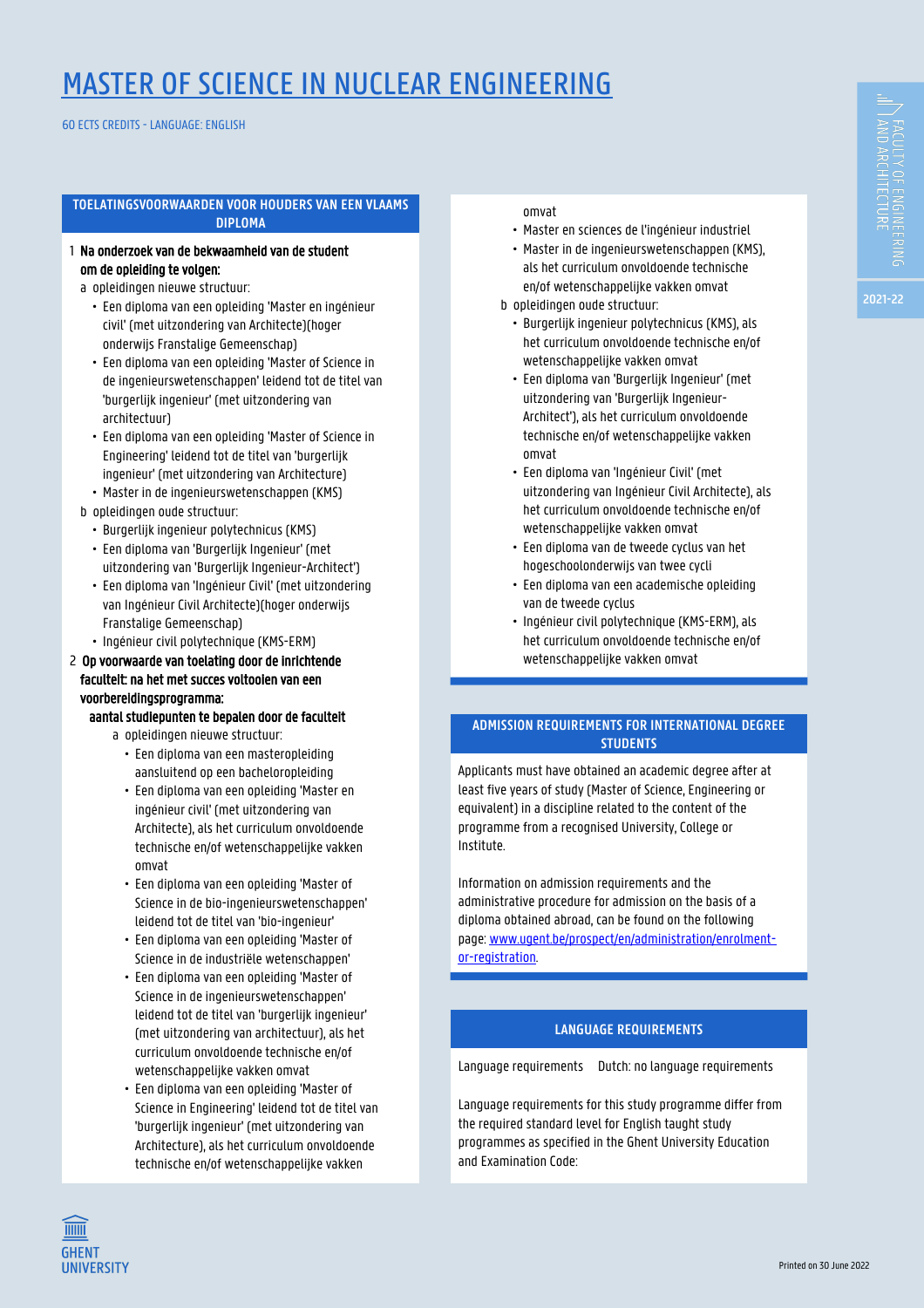# MASTER OF SCIENCE IN NUCLEAR ENGINEERING

60 ECTS CREDITS - LANGUAGE: ENGLISH

## TOELATINGSVOORWAARDEN VOOR HOUDERS VAN EEN VLAAMS DIPLOMA

1 **Na onderzoek van de bekwaamheid van de student om de opleiding te volgen:**

a opleidingen nieuwe structuur:

- Een diploma van een opleiding 'Master en ingénieur civil' (met uitzondering van Architecte)(hoger onderwijs Franstalige Gemeenschap)
- Een diploma van een opleiding 'Master of Science in de ingenieurswetenschappen' leidend tot de titel van 'burgerlijk ingenieur' (met uitzondering van architectuur)
- Een diploma van een opleiding 'Master of Science in Engineering' leidend tot de titel van 'burgerlijk ingenieur' (met uitzondering van Architecture)
- Master in de ingenieurswetenschappen (KMS)

b opleidingen oude structuur:

- Burgerlijk ingenieur polytechnicus (KMS)
- Een diploma van 'Burgerlijk Ingenieur' (met uitzondering van 'Burgerlijk Ingenieur-Architect')
- Een diploma van 'Ingénieur Civil' (met uitzondering van Ingénieur Civil Architecte)(hoger onderwijs Franstalige Gemeenschap)
- Ingénieur civil polytechnique (KMS-ERM)

2 **Op voorwaarde van toelating door de inrichtende faculteit: na het met succes voltooien van een voorbereidingsprogramma:**

**aantal studiepunten te bepalen door de faculteit**

a opleidingen nieuwe structuur:

- Een diploma van een masteropleiding aansluitend op een bacheloropleiding
- Een diploma van een opleiding 'Master en ingénieur civil' (met uitzondering van Architecte), als het curriculum onvoldoende technische en/of wetenschappelijke vakken omvat
- Een diploma van een opleiding 'Master of Science in de bio-ingenieurswetenschappen' leidend tot de titel van 'bio-ingenieur'
- Een diploma van een opleiding 'Master of Science in de industriële wetenschappen'
- Een diploma van een opleiding 'Master of Science in de ingenieurswetenschappen' leidend tot de titel van 'burgerlijk ingenieur' (met uitzondering van architectuur), als het curriculum onvoldoende technische en/of wetenschappelijke vakken omvat
- Een diploma van een opleiding 'Master of Science in Engineering' leidend tot de titel van 'burgerlijk ingenieur' (met uitzondering van Architecture), als het curriculum onvoldoende technische en/of wetenschappelijke vakken omvat
- Master en sciences de l'ingénieur industriel
- Master in de ingenieurswetenschappen (KMS), als het curriculum onvoldoende technische en/of wetenschappelijke vakken omvat

b opleidingen oude structuur:

- Burgerlijk ingenieur polytechnicus (KMS), als het curriculum onvoldoende technische en/of wetenschappelijke vakken omvat
- Een diploma van 'Burgerlijk Ingenieur' (met uitzondering van 'Burgerlijk Ingenieur-Architect'), als het curriculum onvoldoende technische en/of wetenschappelijke vakken omvat
- Een diploma van 'Ingénieur Civil' (met uitzondering van Ingénieur Civil Architecte), als het curriculum onvoldoende technische en/of wetenschappelijke vakken omvat
- Een diploma van de tweede cyclus van het hogeschoolonderwijs van twee cycli
- Een diploma van een academische opleiding van de tweede cyclus
- Ingénieur civil polytechnique (KMS-ERM), als het curriculum onvoldoende technische en/of wetenschappelijke vakken omvat

## ADMISSION REQUIREMENTS FOR INTERNATIONAL DEGREE STUDENTS

Applicants must have obtained an academic degree after at least five years of study (Master of Science, Engineering or equivalent) in a discipline related to the content of the programme from a recognised University, College or Institute.

Information on admission requirements and the administrative procedure for admission on the basis of a diploma obtained abroad, can be found on the following page: [www.ugent.be/prospect/en/administration/enrolment-or-registration](www.ugent.be/prospect/en/administration/enrolment-or-registration).

## LANGUAGE REQUIREMENTS

Language requirements Dutch: no language requirements

Language requirements for this study programme differ from the required standard level for English taught study programmes as specified in the Ghent University Education and Examination Code: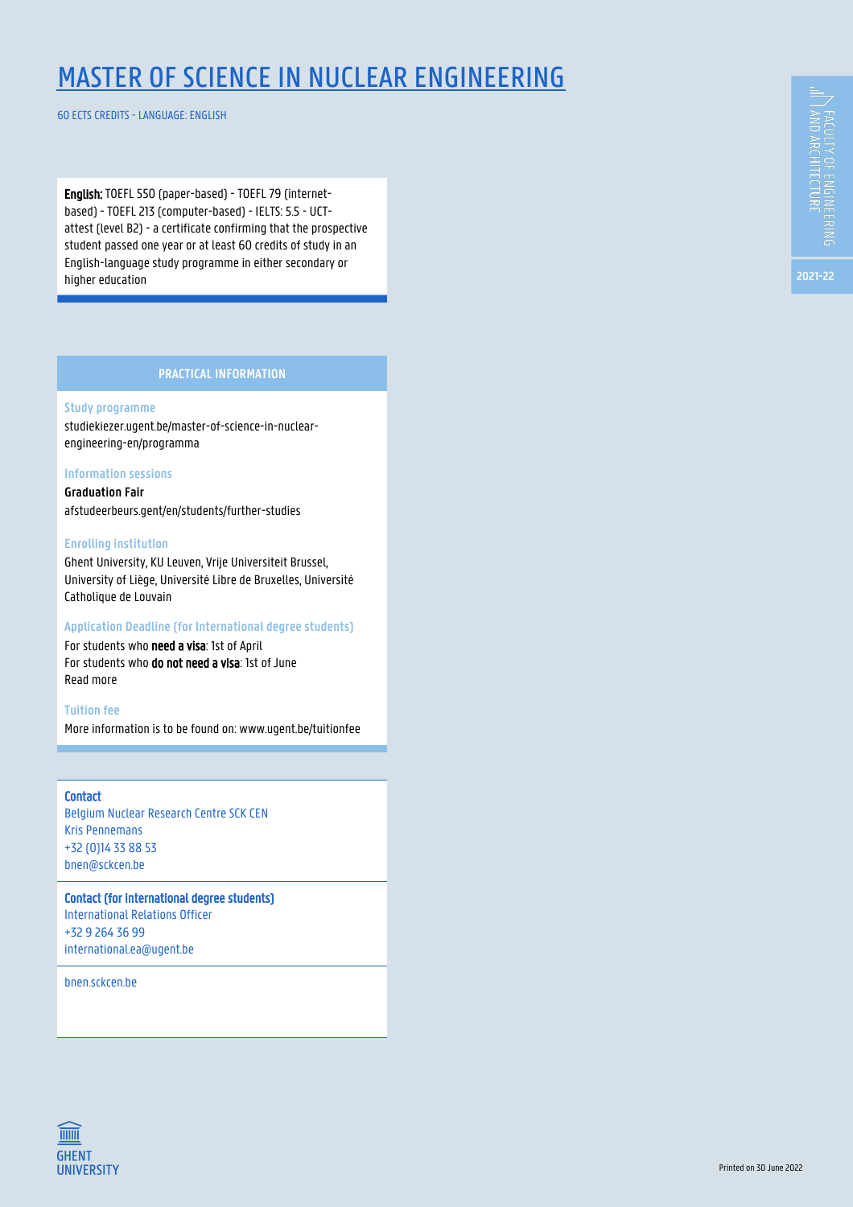# MASTER OF SCIENCE IN NUCLEAR ENGINEERING

60 ECTS CREDITS - LANGUAGE: ENGLISH

**English:** TOEFL 550 (paper-based) - TOEFL 79 (internet-based) - TOEFL 213 (computer-based) - IELTS: 5.5 - UCT-attest (level B2) - a certificate confirming that the prospective student passed one year or at least 60 credits of study in an English-language study programme in either secondary or higher education

## PRACTICAL INFORMATION

**Study programme**

studiekiezer.ugent.be/master-of-science-in-nuclear-engineering-en/programma

**Information sessions**

**Graduation Fair**
afstudeerbeurs.gent/en/students/further-studies

**Enrolling institution**

Ghent University, KU Leuven, Vrije Universiteit Brussel, University of Liège, Université Libre de Bruxelles, Université Catholique de Louvain

**Application Deadline (for International degree students)**

For students who **need a visa**: 1st of April
For students who **do not need a visa**: 1st of June
Read more

**Tuition fee**

More information is to be found on: www.ugent.be/tuitionfee

**Contact**
Belgium Nuclear Research Centre SCK CEN
Kris Pennemans
+32 (0)14 33 88 53
bnen@sckcen.be

**Contact (for international degree students)**
International Relations Officer
+32 9 264 36 99
international.ea@ugent.be

bnen.sckcen.be